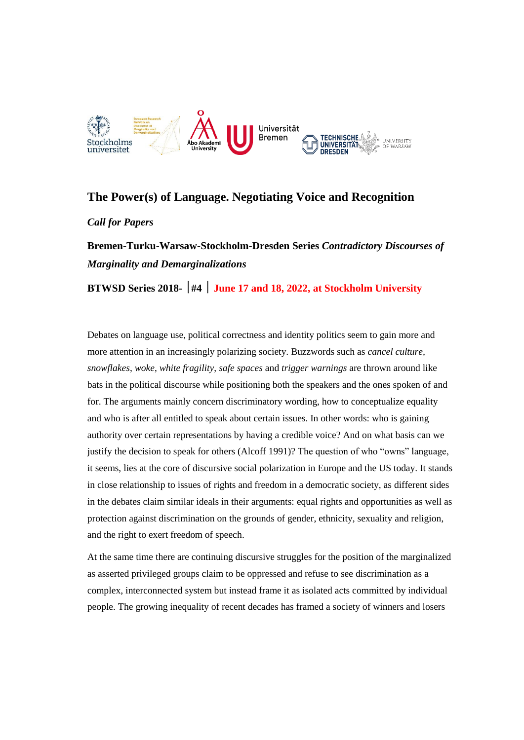# The Power(s) of Language. Negotiating Voice and Recognition

*Call for Papers*

**Bremen-Turku-Warsaw-Stockholm-Dresden Series *Contradictory Discourses of Marginality and Demarginalizations***

**BTWSD Series 2018- │#4 │ June 17 and 18, 2022, at Stockholm University**

Debates on language use, political correctness and identity politics seem to gain more and more attention in an increasingly polarizing society. Buzzwords such as *cancel culture*, *snowflakes*, *woke*, *white fragility*, *safe spaces* and *trigger warnings* are thrown around like bats in the political discourse while positioning both the speakers and the ones spoken of and for. The arguments mainly concern discriminatory wording, how to conceptualize equality and who is after all entitled to speak about certain issues. In other words: who is gaining authority over certain representations by having a credible voice? And on what basis can we justify the decision to speak for others (Alcoff 1991)? The question of who "owns" language, it seems, lies at the core of discursive social polarization in Europe and the US today. It stands in close relationship to issues of rights and freedom in a democratic society, as different sides in the debates claim similar ideals in their arguments: equal rights and opportunities as well as protection against discrimination on the grounds of gender, ethnicity, sexuality and religion, and the right to exert freedom of speech.

At the same time there are continuing discursive struggles for the position of the marginalized as asserted privileged groups claim to be oppressed and refuse to see discrimination as a complex, interconnected system but instead frame it as isolated acts committed by individual people. The growing inequality of recent decades has framed a society of winners and losers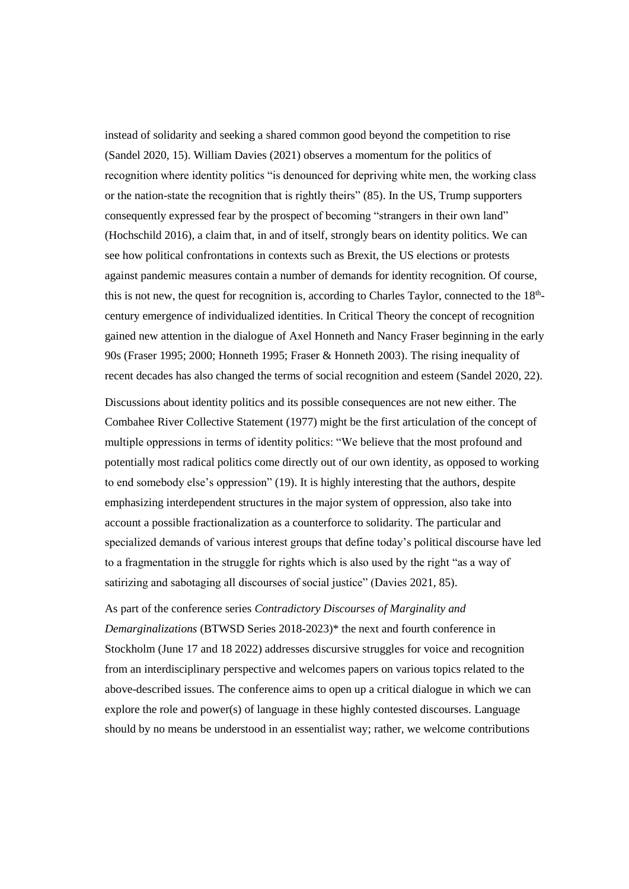instead of solidarity and seeking a shared common good beyond the competition to rise (Sandel 2020, 15). William Davies (2021) observes a momentum for the politics of recognition where identity politics "is denounced for depriving white men, the working class or the nation-state the recognition that is rightly theirs" (85). In the US, Trump supporters consequently expressed fear by the prospect of becoming "strangers in their own land" (Hochschild 2016), a claim that, in and of itself, strongly bears on identity politics. We can see how political confrontations in contexts such as Brexit, the US elections or protests against pandemic measures contain a number of demands for identity recognition. Of course, this is not new, the quest for recognition is, according to Charles Taylor, connected to the 18th-century emergence of individualized identities. In Critical Theory the concept of recognition gained new attention in the dialogue of Axel Honneth and Nancy Fraser beginning in the early 90s (Fraser 1995; 2000; Honneth 1995; Fraser & Honneth 2003). The rising inequality of recent decades has also changed the terms of social recognition and esteem (Sandel 2020, 22).

Discussions about identity politics and its possible consequences are not new either. The Combahee River Collective Statement (1977) might be the first articulation of the concept of multiple oppressions in terms of identity politics: "We believe that the most profound and potentially most radical politics come directly out of our own identity, as opposed to working to end somebody else's oppression" (19). It is highly interesting that the authors, despite emphasizing interdependent structures in the major system of oppression, also take into account a possible fractionalization as a counterforce to solidarity. The particular and specialized demands of various interest groups that define today's political discourse have led to a fragmentation in the struggle for rights which is also used by the right "as a way of satirizing and sabotaging all discourses of social justice" (Davies 2021, 85).

As part of the conference series *Contradictory Discourses of Marginality and Demarginalizations* (BTWSD Series 2018-2023)* the next and fourth conference in Stockholm (June 17 and 18 2022) addresses discursive struggles for voice and recognition from an interdisciplinary perspective and welcomes papers on various topics related to the above-described issues. The conference aims to open up a critical dialogue in which we can explore the role and power(s) of language in these highly contested discourses. Language should by no means be understood in an essentialist way; rather, we welcome contributions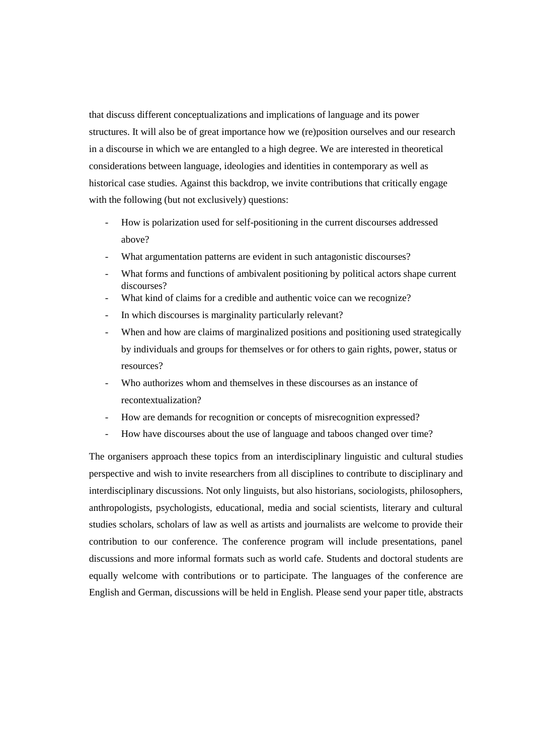that discuss different conceptualizations and implications of language and its power structures. It will also be of great importance how we (re)position ourselves and our research in a discourse in which we are entangled to a high degree. We are interested in theoretical considerations between language, ideologies and identities in contemporary as well as historical case studies. Against this backdrop, we invite contributions that critically engage with the following (but not exclusively) questions:

- How is polarization used for self-positioning in the current discourses addressed above?
- What argumentation patterns are evident in such antagonistic discourses?
- What forms and functions of ambivalent positioning by political actors shape current discourses?
- What kind of claims for a credible and authentic voice can we recognize?
- In which discourses is marginality particularly relevant?
- When and how are claims of marginalized positions and positioning used strategically by individuals and groups for themselves or for others to gain rights, power, status or resources?
- Who authorizes whom and themselves in these discourses as an instance of recontextualization?
- How are demands for recognition or concepts of misrecognition expressed?
- How have discourses about the use of language and taboos changed over time?

The organisers approach these topics from an interdisciplinary linguistic and cultural studies perspective and wish to invite researchers from all disciplines to contribute to disciplinary and interdisciplinary discussions. Not only linguists, but also historians, sociologists, philosophers, anthropologists, psychologists, educational, media and social scientists, literary and cultural studies scholars, scholars of law as well as artists and journalists are welcome to provide their contribution to our conference. The conference program will include presentations, panel discussions and more informal formats such as world cafe. Students and doctoral students are equally welcome with contributions or to participate. The languages of the conference are English and German, discussions will be held in English. Please send your paper title, abstracts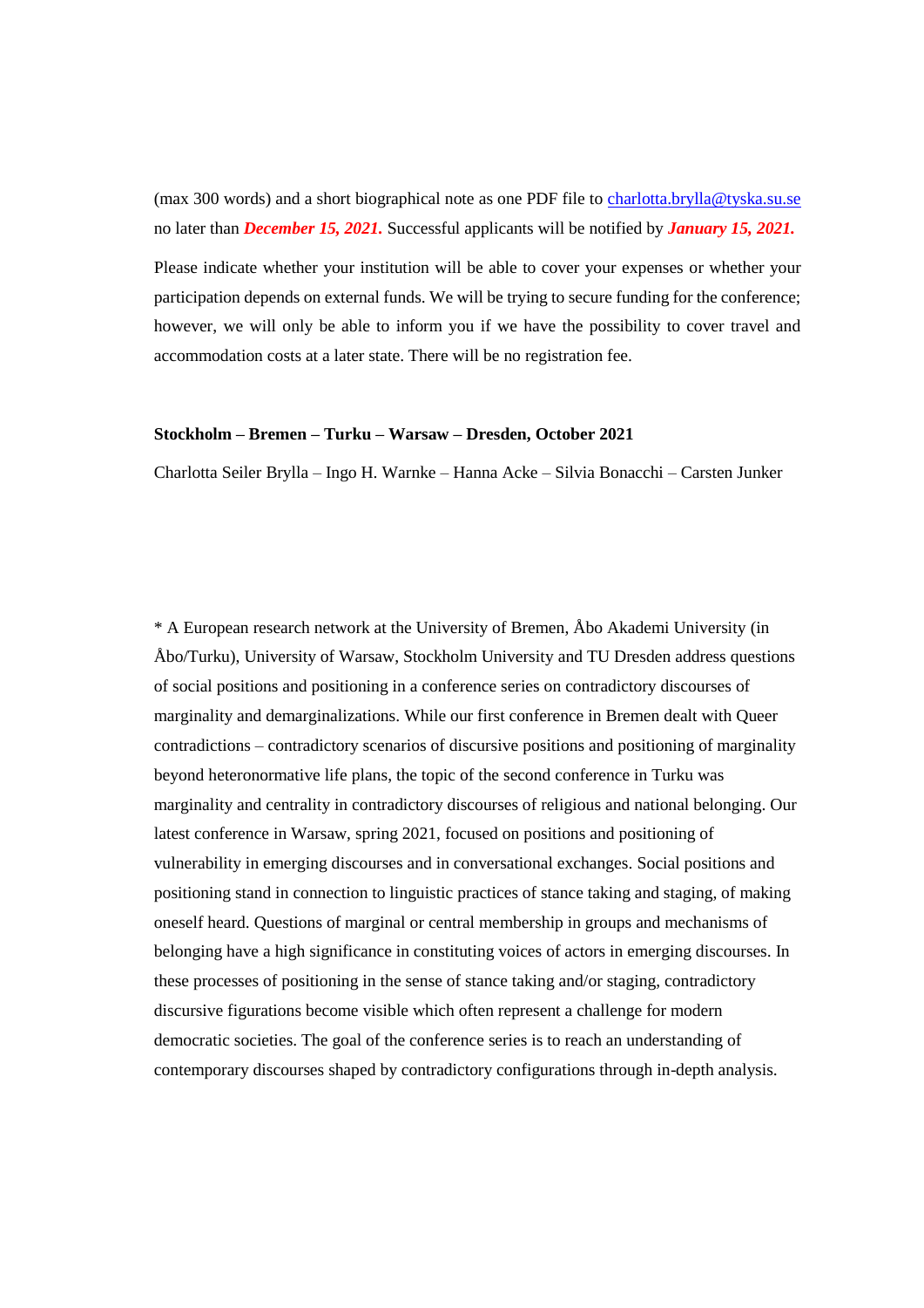(max 300 words) and a short biographical note as one PDF file to [charlotta.brylla@tyska.su.se](mailto:charlotta.brylla@tyska.su.se) no later than ***December 15, 2021.*** Successful applicants will be notified by ***January 15, 2021.***

Please indicate whether your institution will be able to cover your expenses or whether your participation depends on external funds. We will be trying to secure funding for the conference; however, we will only be able to inform you if we have the possibility to cover travel and accommodation costs at a later state. There will be no registration fee.

**Stockholm – Bremen – Turku – Warsaw – Dresden, October 2021**

Charlotta Seiler Brylla – Ingo H. Warnke – Hanna Acke – Silvia Bonacchi – Carsten Junker

\* A European research network at the University of Bremen, Åbo Akademi University (in Åbo/Turku), University of Warsaw, Stockholm University and TU Dresden address questions of social positions and positioning in a conference series on contradictory discourses of marginality and demarginalizations. While our first conference in Bremen dealt with Queer contradictions – contradictory scenarios of discursive positions and positioning of marginality beyond heteronormative life plans, the topic of the second conference in Turku was marginality and centrality in contradictory discourses of religious and national belonging. Our latest conference in Warsaw, spring 2021, focused on positions and positioning of vulnerability in emerging discourses and in conversational exchanges. Social positions and positioning stand in connection to linguistic practices of stance taking and staging, of making oneself heard. Questions of marginal or central membership in groups and mechanisms of belonging have a high significance in constituting voices of actors in emerging discourses. In these processes of positioning in the sense of stance taking and/or staging, contradictory discursive figurations become visible which often represent a challenge for modern democratic societies. The goal of the conference series is to reach an understanding of contemporary discourses shaped by contradictory configurations through in-depth analysis.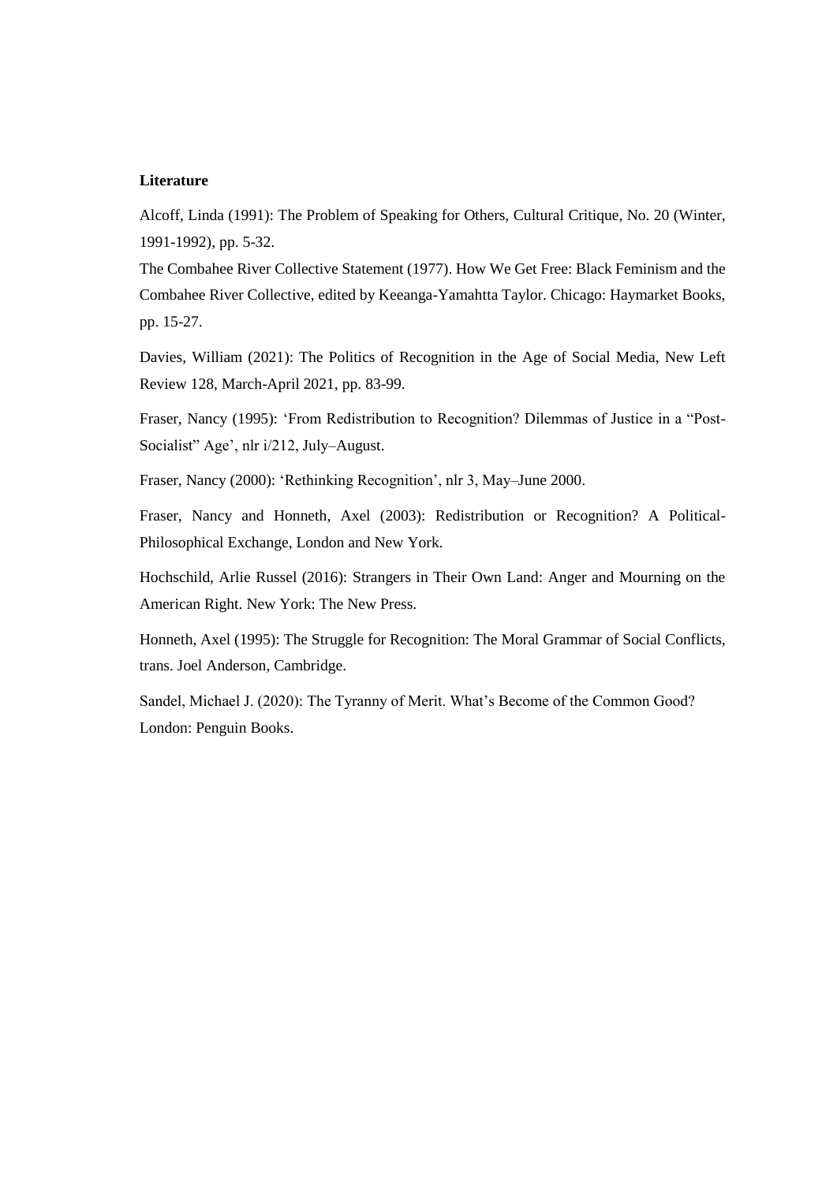**Literature**

Alcoff, Linda (1991): The Problem of Speaking for Others, Cultural Critique, No. 20 (Winter, 1991-1992), pp. 5-32.

The Combahee River Collective Statement (1977). How We Get Free: Black Feminism and the Combahee River Collective, edited by Keeanga-Yamahtta Taylor. Chicago: Haymarket Books, pp. 15-27.

Davies, William (2021): The Politics of Recognition in the Age of Social Media, New Left Review 128, March-April 2021, pp. 83-99.

Fraser, Nancy (1995): 'From Redistribution to Recognition? Dilemmas of Justice in a "Post-Socialist" Age', nlr i/212, July–August.

Fraser, Nancy (2000): 'Rethinking Recognition', nlr 3, May–June 2000.

Fraser, Nancy and Honneth, Axel (2003): Redistribution or Recognition? A Political-Philosophical Exchange, London and New York.

Hochschild, Arlie Russel (2016): Strangers in Their Own Land: Anger and Mourning on the American Right. New York: The New Press.

Honneth, Axel (1995): The Struggle for Recognition: The Moral Grammar of Social Conflicts, trans. Joel Anderson, Cambridge.

Sandel, Michael J. (2020): The Tyranny of Merit. What's Become of the Common Good? London: Penguin Books.